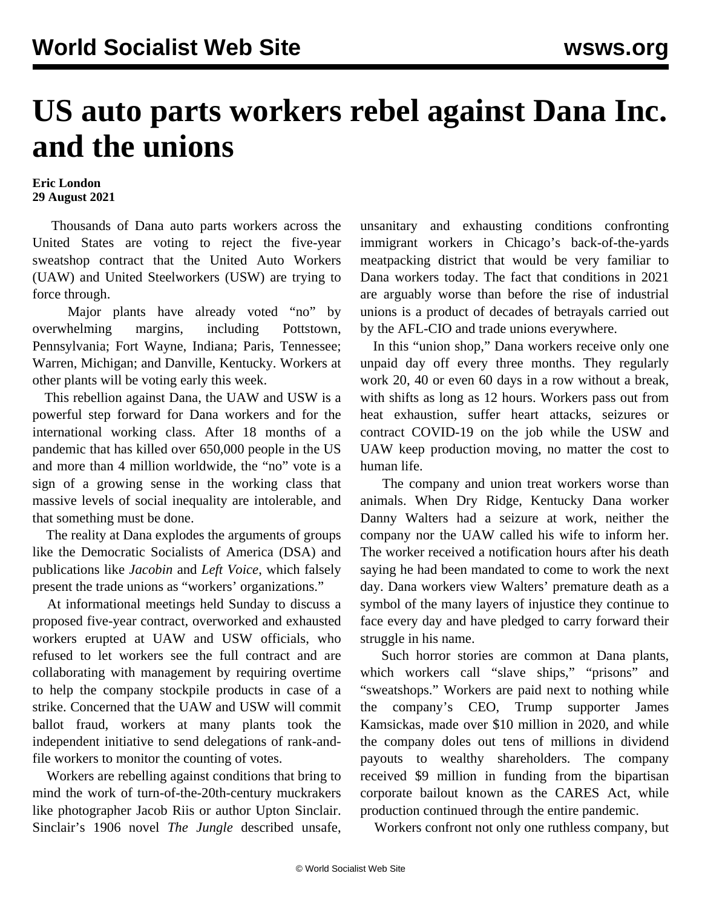# US auto parts workers rebel against Dana Inc. and the unions

**Eric London**
**29 August 2021**

Thousands of Dana auto parts workers across the United States are voting to reject the five-year sweatshop contract that the United Auto Workers (UAW) and United Steelworkers (USW) are trying to force through.

Major plants have already voted "no" by overwhelming margins, including Pottstown, Pennsylvania; Fort Wayne, Indiana; Paris, Tennessee; Warren, Michigan; and Danville, Kentucky. Workers at other plants will be voting early this week.

This rebellion against Dana, the UAW and USW is a powerful step forward for Dana workers and for the international working class. After 18 months of a pandemic that has killed over 650,000 people in the US and more than 4 million worldwide, the "no" vote is a sign of a growing sense in the working class that massive levels of social inequality are intolerable, and that something must be done.

The reality at Dana explodes the arguments of groups like the Democratic Socialists of America (DSA) and publications like *Jacobin* and *Left Voice*, which falsely present the trade unions as "workers' organizations."

At informational meetings held Sunday to discuss a proposed five-year contract, overworked and exhausted workers erupted at UAW and USW officials, who refused to let workers see the full contract and are collaborating with management by requiring overtime to help the company stockpile products in case of a strike. Concerned that the UAW and USW will commit ballot fraud, workers at many plants took the independent initiative to send delegations of rank-and-file workers to monitor the counting of votes.

Workers are rebelling against conditions that bring to mind the work of turn-of-the-20th-century muckrakers like photographer Jacob Riis or author Upton Sinclair. Sinclair's 1906 novel *The Jungle* described unsafe, unsanitary and exhausting conditions confronting immigrant workers in Chicago's back-of-the-yards meatpacking district that would be very familiar to Dana workers today. The fact that conditions in 2021 are arguably worse than before the rise of industrial unions is a product of decades of betrayals carried out by the AFL-CIO and trade unions everywhere.

In this "union shop," Dana workers receive only one unpaid day off every three months. They regularly work 20, 40 or even 60 days in a row without a break, with shifts as long as 12 hours. Workers pass out from heat exhaustion, suffer heart attacks, seizures or contract COVID-19 on the job while the USW and UAW keep production moving, no matter the cost to human life.

The company and union treat workers worse than animals. When Dry Ridge, Kentucky Dana worker Danny Walters had a seizure at work, neither the company nor the UAW called his wife to inform her. The worker received a notification hours after his death saying he had been mandated to come to work the next day. Dana workers view Walters' premature death as a symbol of the many layers of injustice they continue to face every day and have pledged to carry forward their struggle in his name.

Such horror stories are common at Dana plants, which workers call "slave ships," "prisons" and "sweatshops." Workers are paid next to nothing while the company's CEO, Trump supporter James Kamsickas, made over $10 million in 2020, and while the company doles out tens of millions in dividend payouts to wealthy shareholders. The company received $9 million in funding from the bipartisan corporate bailout known as the CARES Act, while production continued through the entire pandemic.

Workers confront not only one ruthless company, but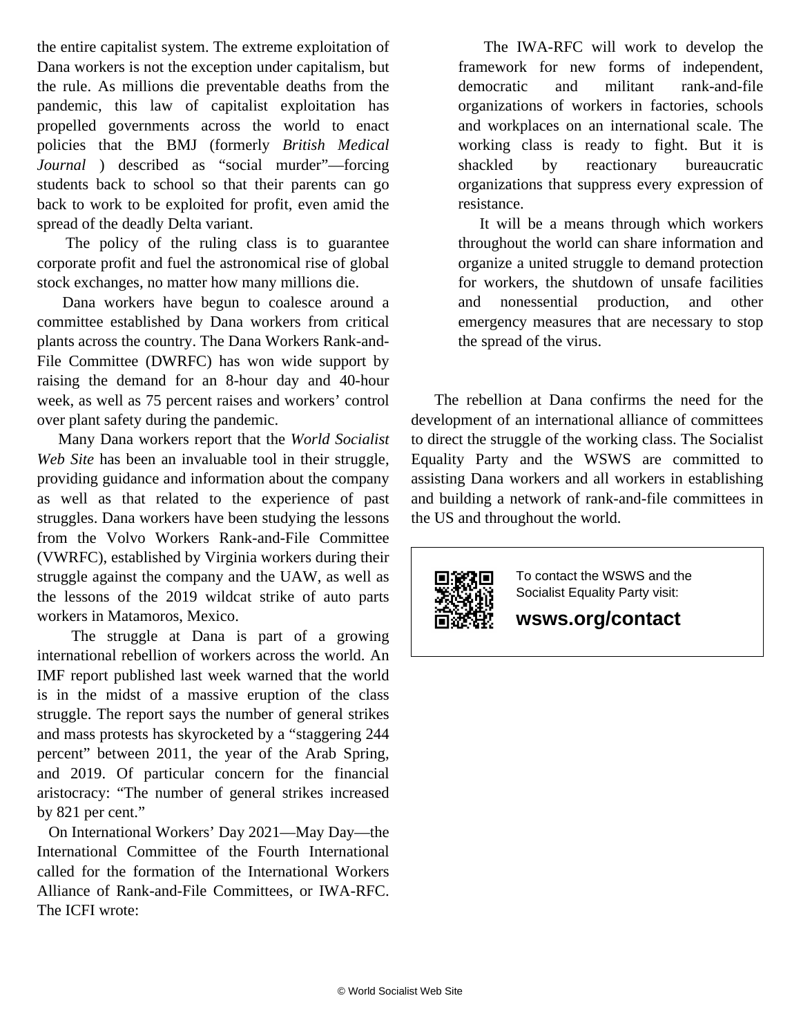the entire capitalist system. The extreme exploitation of Dana workers is not the exception under capitalism, but the rule. As millions die preventable deaths from the pandemic, this law of capitalist exploitation has propelled governments across the world to enact policies that the BMJ (formerly *British Medical Journal* ) described as "social murder"—forcing students back to school so that their parents can go back to work to be exploited for profit, even amid the spread of the deadly Delta variant.

The policy of the ruling class is to guarantee corporate profit and fuel the astronomical rise of global stock exchanges, no matter how many millions die.

Dana workers have begun to coalesce around a committee established by Dana workers from critical plants across the country. The Dana Workers Rank-and-File Committee (DWRFC) has won wide support by raising the demand for an 8-hour day and 40-hour week, as well as 75 percent raises and workers' control over plant safety during the pandemic.

Many Dana workers report that the *World Socialist Web Site* has been an invaluable tool in their struggle, providing guidance and information about the company as well as that related to the experience of past struggles. Dana workers have been studying the lessons from the Volvo Workers Rank-and-File Committee (VWRFC), established by Virginia workers during their struggle against the company and the UAW, as well as the lessons of the 2019 wildcat strike of auto parts workers in Matamoros, Mexico.

The struggle at Dana is part of a growing international rebellion of workers across the world. An IMF report published last week warned that the world is in the midst of a massive eruption of the class struggle. The report says the number of general strikes and mass protests has skyrocketed by a "staggering 244 percent" between 2011, the year of the Arab Spring, and 2019. Of particular concern for the financial aristocracy: "The number of general strikes increased by 821 per cent."

On International Workers' Day 2021—May Day—the International Committee of the Fourth International called for the formation of the International Workers Alliance of Rank-and-File Committees, or IWA-RFC. The ICFI wrote:

> The IWA-RFC will work to develop the framework for new forms of independent, democratic and militant rank-and-file organizations of workers in factories, schools and workplaces on an international scale. The working class is ready to fight. But it is shackled by reactionary bureaucratic organizations that suppress every expression of resistance.
>
> It will be a means through which workers throughout the world can share information and organize a united struggle to demand protection for workers, the shutdown of unsafe facilities and nonessential production, and other emergency measures that are necessary to stop the spread of the virus.

The rebellion at Dana confirms the need for the development of an international alliance of committees to direct the struggle of the working class. The Socialist Equality Party and the WSWS are committed to assisting Dana workers and all workers in establishing and building a network of rank-and-file committees in the US and throughout the world.

To contact the WSWS and the Socialist Equality Party visit:

**wsws.org/contact**